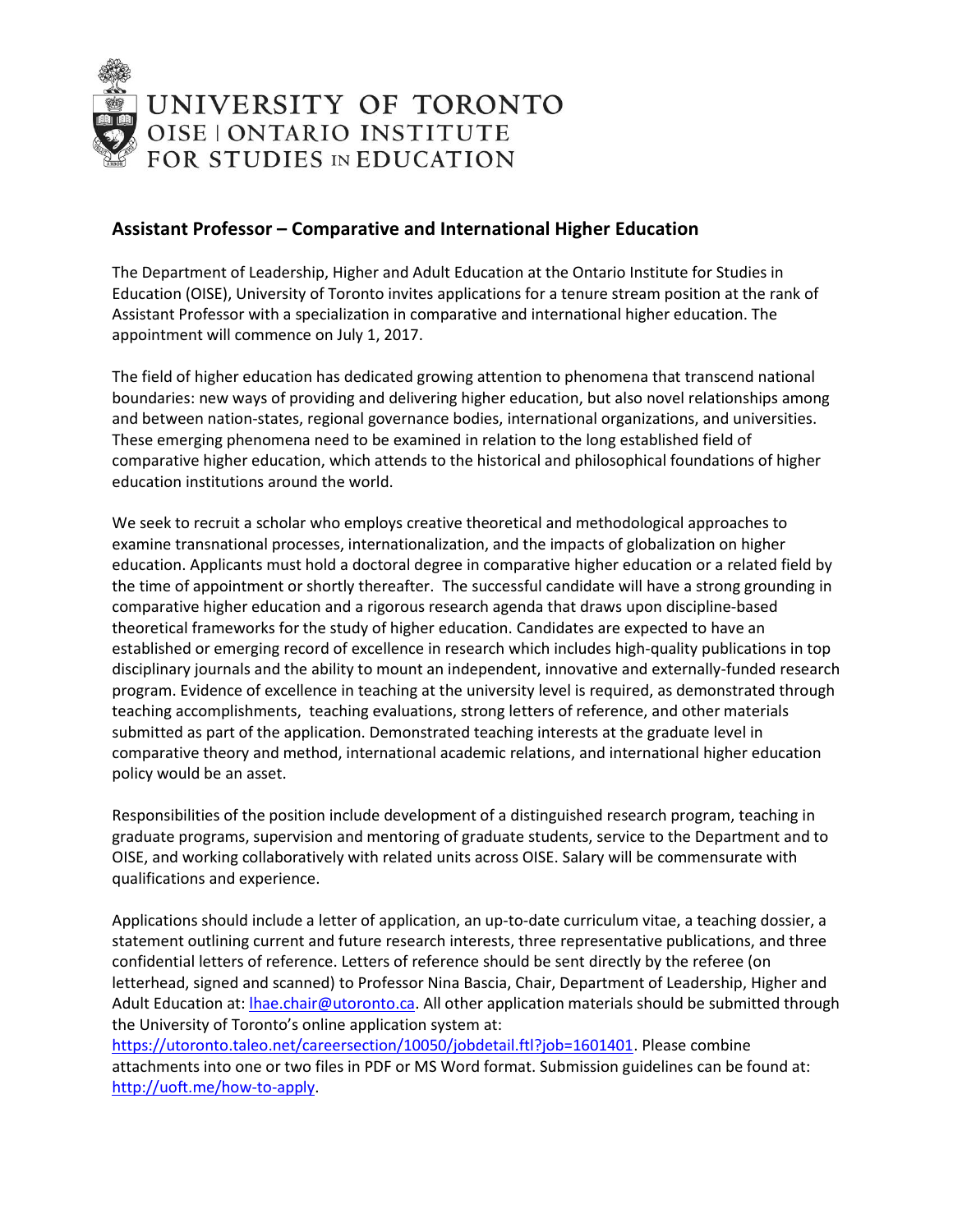UNIVERSITY OF TORONTO
OISE | ONTARIO INSTITUTE FOR STUDIES IN EDUCATION

## Assistant Professor – Comparative and International Higher Education

The Department of Leadership, Higher and Adult Education at the Ontario Institute for Studies in Education (OISE), University of Toronto invites applications for a tenure stream position at the rank of Assistant Professor with a specialization in comparative and international higher education. The appointment will commence on July 1, 2017.

The field of higher education has dedicated growing attention to phenomena that transcend national boundaries: new ways of providing and delivering higher education, but also novel relationships among and between nation-states, regional governance bodies, international organizations, and universities. These emerging phenomena need to be examined in relation to the long established field of comparative higher education, which attends to the historical and philosophical foundations of higher education institutions around the world.

We seek to recruit a scholar who employs creative theoretical and methodological approaches to examine transnational processes, internationalization, and the impacts of globalization on higher education. Applicants must hold a doctoral degree in comparative higher education or a related field by the time of appointment or shortly thereafter. The successful candidate will have a strong grounding in comparative higher education and a rigorous research agenda that draws upon discipline-based theoretical frameworks for the study of higher education. Candidates are expected to have an established or emerging record of excellence in research which includes high-quality publications in top disciplinary journals and the ability to mount an independent, innovative and externally-funded research program. Evidence of excellence in teaching at the university level is required, as demonstrated through teaching accomplishments, teaching evaluations, strong letters of reference, and other materials submitted as part of the application. Demonstrated teaching interests at the graduate level in comparative theory and method, international academic relations, and international higher education policy would be an asset.

Responsibilities of the position include development of a distinguished research program, teaching in graduate programs, supervision and mentoring of graduate students, service to the Department and to OISE, and working collaboratively with related units across OISE. Salary will be commensurate with qualifications and experience.

Applications should include a letter of application, an up-to-date curriculum vitae, a teaching dossier, a statement outlining current and future research interests, three representative publications, and three confidential letters of reference. Letters of reference should be sent directly by the referee (on letterhead, signed and scanned) to Professor Nina Bascia, Chair, Department of Leadership, Higher and Adult Education at: lhae.chair@utoronto.ca. All other application materials should be submitted through the University of Toronto's online application system at: https://utoronto.taleo.net/careersection/10050/jobdetail.ftl?job=1601401. Please combine attachments into one or two files in PDF or MS Word format. Submission guidelines can be found at: http://uoft.me/how-to-apply.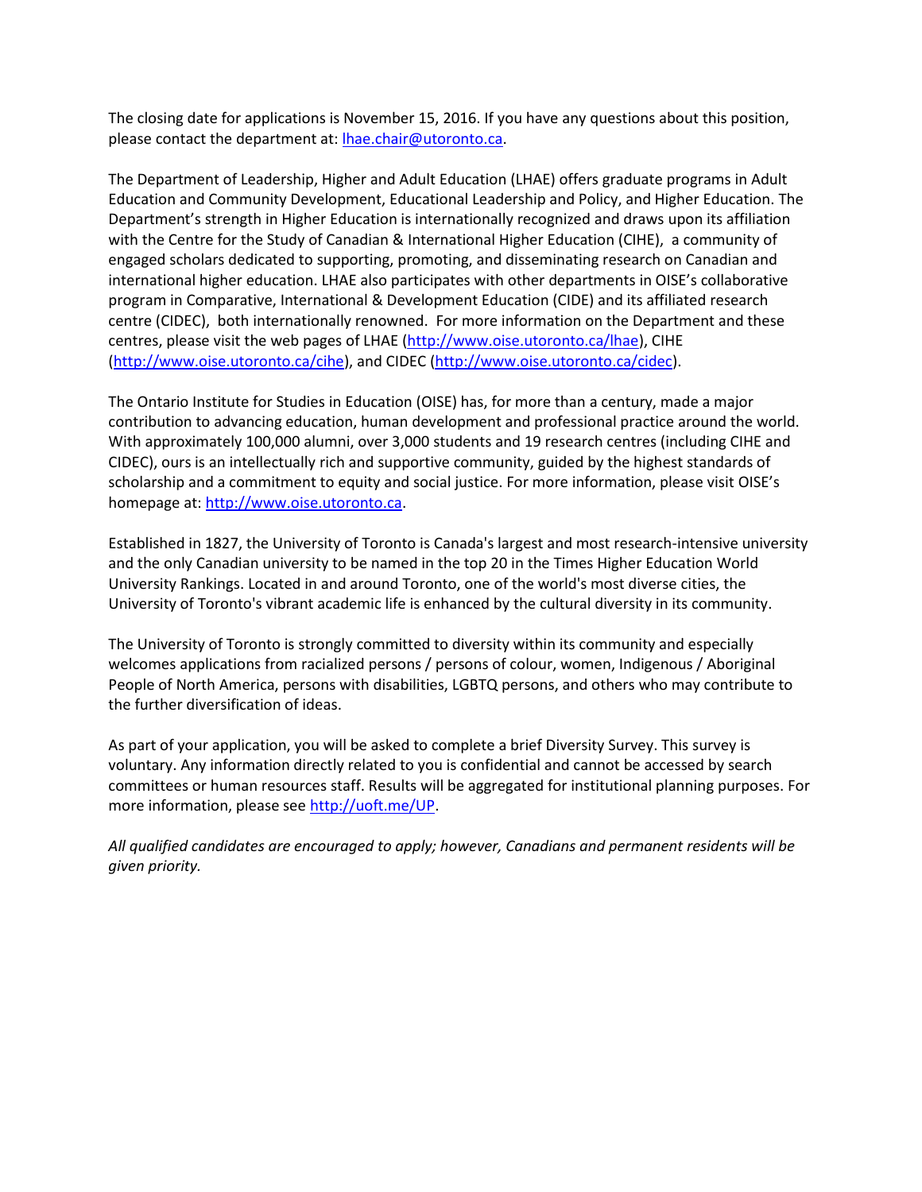The closing date for applications is November 15, 2016. If you have any questions about this position, please contact the department at: [lhae.chair@utoronto.ca](mailto:lhae.chair@utoronto.ca).

The Department of Leadership, Higher and Adult Education (LHAE) offers graduate programs in Adult Education and Community Development, Educational Leadership and Policy, and Higher Education. The Department's strength in Higher Education is internationally recognized and draws upon its affiliation with the Centre for the Study of Canadian & International Higher Education (CIHE), a community of engaged scholars dedicated to supporting, promoting, and disseminating research on Canadian and international higher education. LHAE also participates with other departments in OISE's collaborative program in Comparative, International & Development Education (CIDE) and its affiliated research centre (CIDEC), both internationally renowned. For more information on the Department and these centres, please visit the web pages of LHAE (http://www.oise.utoronto.ca/lhae), CIHE (http://www.oise.utoronto.ca/cihe), and CIDEC (http://www.oise.utoronto.ca/cidec).

The Ontario Institute for Studies in Education (OISE) has, for more than a century, made a major contribution to advancing education, human development and professional practice around the world. With approximately 100,000 alumni, over 3,000 students and 19 research centres (including CIHE and CIDEC), ours is an intellectually rich and supportive community, guided by the highest standards of scholarship and a commitment to equity and social justice. For more information, please visit OISE's homepage at: http://www.oise.utoronto.ca.

Established in 1827, the University of Toronto is Canada's largest and most research-intensive university and the only Canadian university to be named in the top 20 in the Times Higher Education World University Rankings. Located in and around Toronto, one of the world's most diverse cities, the University of Toronto's vibrant academic life is enhanced by the cultural diversity in its community.

The University of Toronto is strongly committed to diversity within its community and especially welcomes applications from racialized persons / persons of colour, women, Indigenous / Aboriginal People of North America, persons with disabilities, LGBTQ persons, and others who may contribute to the further diversification of ideas.

As part of your application, you will be asked to complete a brief Diversity Survey. This survey is voluntary. Any information directly related to you is confidential and cannot be accessed by search committees or human resources staff. Results will be aggregated for institutional planning purposes. For more information, please see http://uoft.me/UP.

*All qualified candidates are encouraged to apply; however, Canadians and permanent residents will be given priority.*